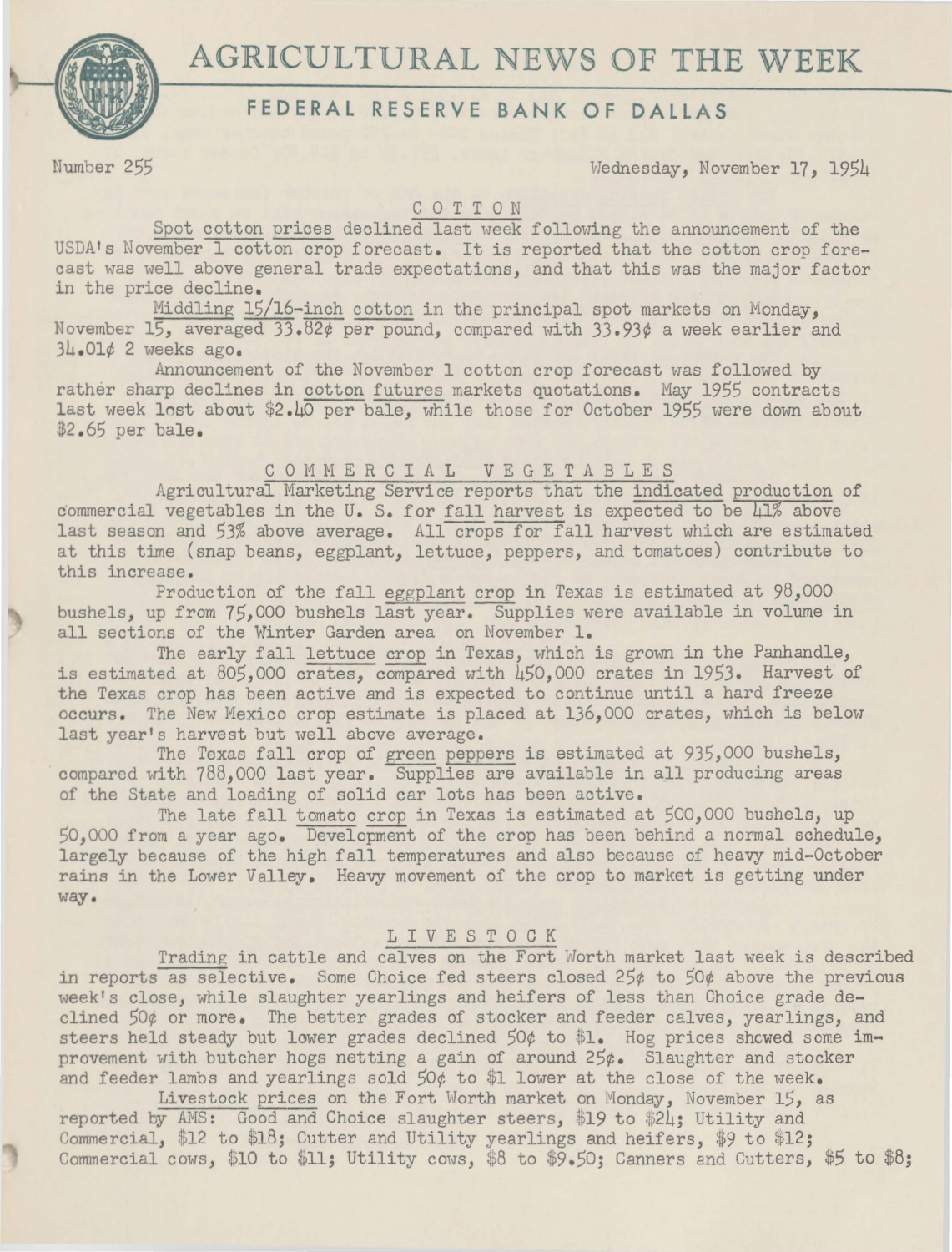# AGRICULTURAL NEWS OF THE WEEK

## FEDERAL RESERVE BANK OF DALLAS

Number 255 Wednesday, November 17, 1954

### COTTON

Spot cotton prices declined last week following the announcement of the USDA's November 1 cotton crop forecast. It is reported that the cotton crop forecast was well above general trade expectations, and that this was the major factor in the price decline.

Middling 15/16-inch cotton in the principal spot markets on Monday, November 15, averaged 33.82¢ per pound, compared with 33.93¢ a week earlier and 34.01¢ 2 weeks ago.

Announcement of the November 1 cotton crop forecast was followed by rather sharp declines in cotton futures markets quotations. May 1955 contracts last week lost about $2.40 per bale, while those for October 1955 were down about $2.65 per bale.

### COMMERCIAL VEGETABLES

Agricultural Marketing Service reports that the indicated production of commercial vegetables in the U. S. for fall harvest is expected to be 41% above last season and 53% above average. All crops for fall harvest which are estimated at this time (snap beans, eggplant, lettuce, peppers, and tomatoes) contribute to this increase.

Production of the fall eggplant crop in Texas is estimated at 98,000 bushels, up from 75,000 bushels last year. Supplies were available in volume in all sections of the Winter Garden area on November 1.

The early fall lettuce crop in Texas, which is grown in the Panhandle, is estimated at 805,000 crates, compared with 450,000 crates in 1953. Harvest of the Texas crop has been active and is expected to continue until a hard freeze occurs. The New Mexico crop estimate is placed at 136,000 crates, which is below last year's harvest but well above average.

The Texas fall crop of green peppers is estimated at 935,000 bushels, compared with 788,000 last year. Supplies are available in all producing areas of the State and loading of solid car lots has been active.

The late fall tomato crop in Texas is estimated at 500,000 bushels, up 50,000 from a year ago. Development of the crop has been behind a normal schedule, largely because of the high fall temperatures and also because of heavy mid-October rains in the Lower Valley. Heavy movement of the crop to market is getting under way.

### LIVESTOCK

Trading in cattle and calves on the Fort Worth market last week is described in reports as selective. Some Choice fed steers closed 25¢ to 50¢ above the previous week's close, while slaughter yearlings and heifers of less than Choice grade declined 50¢ or more. The better grades of stocker and feeder calves, yearlings, and steers held steady but lower grades declined 50¢ to $1. Hog prices showed some improvement with butcher hogs netting a gain of around 25¢. Slaughter and stocker and feeder lambs and yearlings sold 50¢ to $1 lower at the close of the week.

Livestock prices on the Fort Worth market on Monday, November 15, as reported by AMS: Good and Choice slaughter steers, $19 to $24; Utility and Commercial, $12 to $18; Cutter and Utility yearlings and heifers, $9 to $12; Commercial cows, $10 to $11; Utility cows, $8 to $9.50; Canners and Cutters, $5 to $8;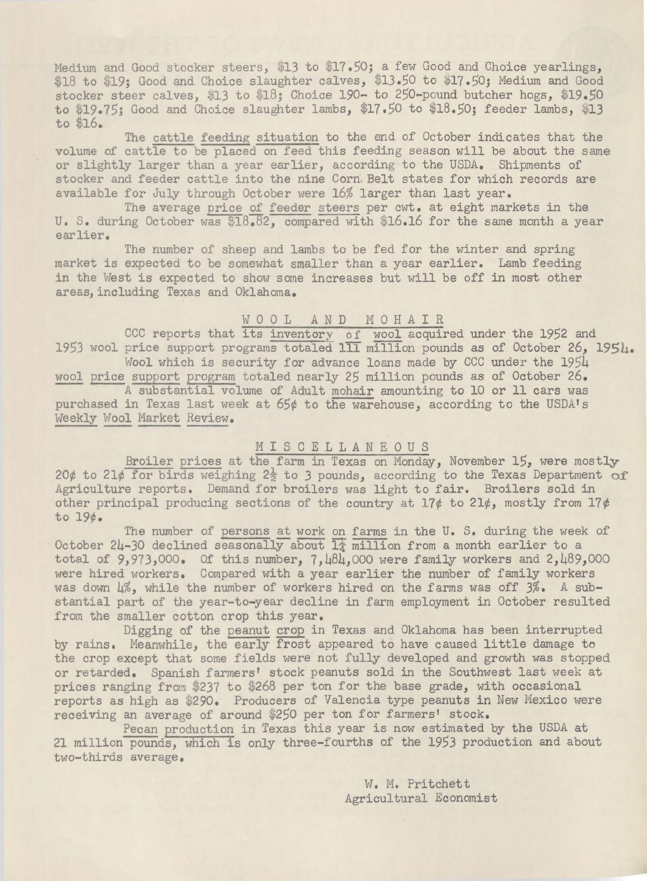Medium and Good stocker steers, $13 to $17.50; a few Good and Choice yearlings, $18 to $19; Good and Choice slaughter calves, $13.50 to $17.50; Medium and Good stocker steer calves, $13 to $18; Choice 190- to 250-pound butcher hogs, $19.50 to $19.75; Good and Choice slaughter lambs, $17.50 to $18.50; feeder lambs, $13 to $16.

The cattle feeding situation to the end of October indicates that the volume of cattle to be placed on feed this feeding season will be about the same or slightly larger than a year earlier, according to the USDA. Shipments of stocker and feeder cattle into the nine Corn Belt states for which records are available for July through October were 16% larger than last year.

The average price of feeder steers per cwt. at eight markets in the U. S. during October was $18.82, compared with $16.16 for the same month a year earlier.

The number of sheep and lambs to be fed for the winter and spring market is expected to be somewhat smaller than a year earlier. Lamb feeding in the West is expected to show some increases but will be off in most other areas, including Texas and Oklahoma.

## WOOL AND MOHAIR

CCC reports that its inventory of wool acquired under the 1952 and 1953 wool price support programs totaled 111 million pounds as of October 26, 1954.

Wool which is security for advance loans made by CCC under the 1954 wool price support program totaled nearly 25 million pounds as of October 26.

A substantial volume of Adult mohair amounting to 10 or 11 cars was purchased in Texas last week at 65¢ to the warehouse, according to the USDA's Weekly Wool Market Review.

## MISCELLANEOUS

Broiler prices at the farm in Texas on Monday, November 15, were mostly 20¢ to 21¢ for birds weighing 2½ to 3 pounds, according to the Texas Department of Agriculture reports. Demand for broilers was light to fair. Broilers sold in other principal producing sections of the country at 17¢ to 21¢, mostly from 17¢ to 19¢.

The number of persons at work on farms in the U. S. during the week of October 24-30 declined seasonally about 1¼ million from a month earlier to a total of 9,973,000. Of this number, 7,484,000 were family workers and 2,489,000 were hired workers. Compared with a year earlier the number of family workers was down 4%, while the number of workers hired on the farms was off 3%. A substantial part of the year-to-year decline in farm employment in October resulted from the smaller cotton crop this year.

Digging of the peanut crop in Texas and Oklahoma has been interrupted by rains. Meanwhile, the early frost appeared to have caused little damage to the crop except that some fields were not fully developed and growth was stopped or retarded. Spanish farmers' stock peanuts sold in the Southwest last week at prices ranging from $237 to $268 per ton for the base grade, with occasional reports as high as $290. Producers of Valencia type peanuts in New Mexico were receiving an average of around $250 per ton for farmers' stock.

Pecan production in Texas this year is now estimated by the USDA at 21 million pounds, which is only three-fourths of the 1953 production and about two-thirds average.

W. M. Pritchett
Agricultural Economist